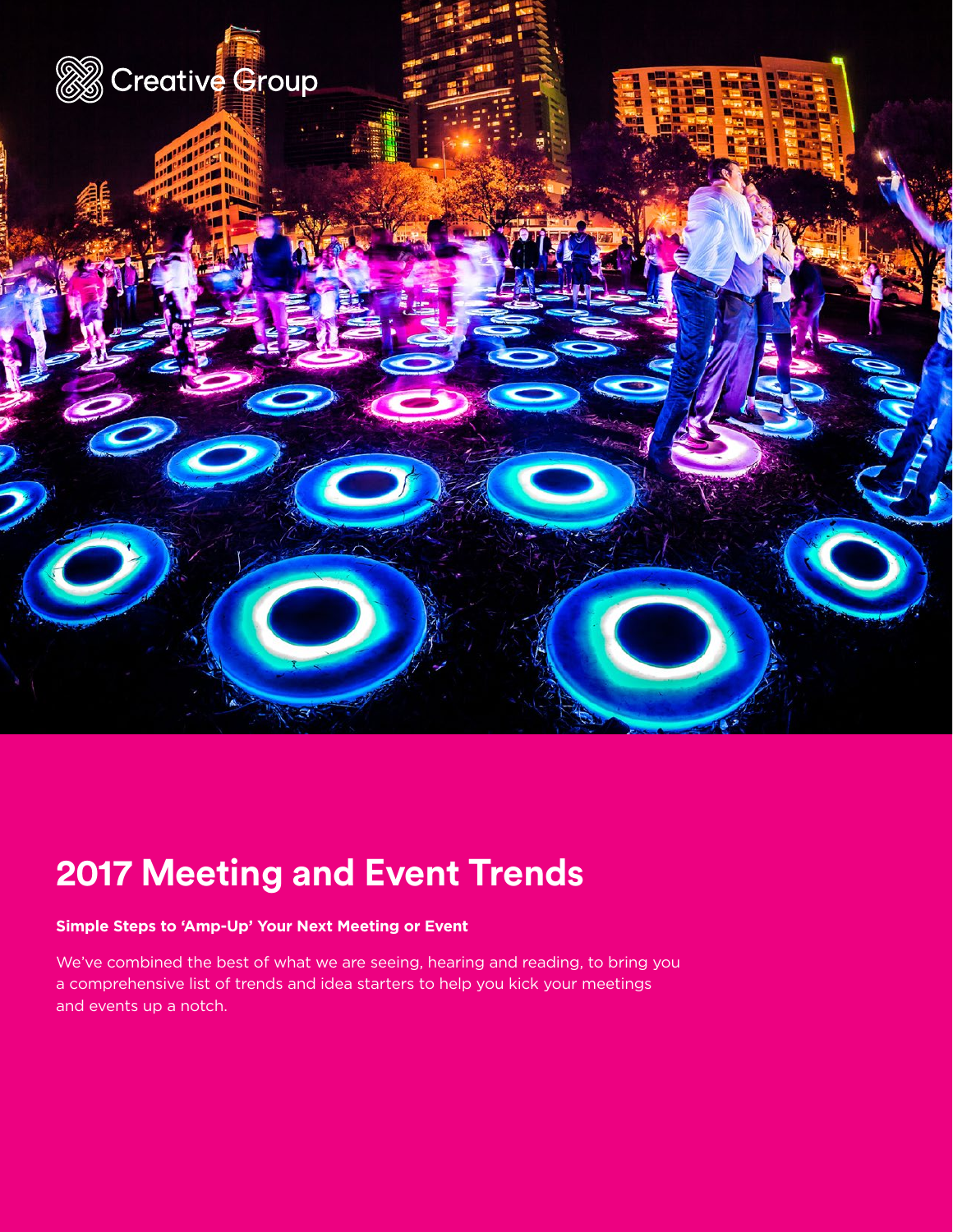Creative Group

# 2017 Meeting and Event Trends

**Simple Steps to 'Amp-Up' Your Next Meeting or Event**

We've combined the best of what we are seeing, hearing and reading, to bring you a comprehensive list of trends and idea starters to help you kick your meetings and events up a notch.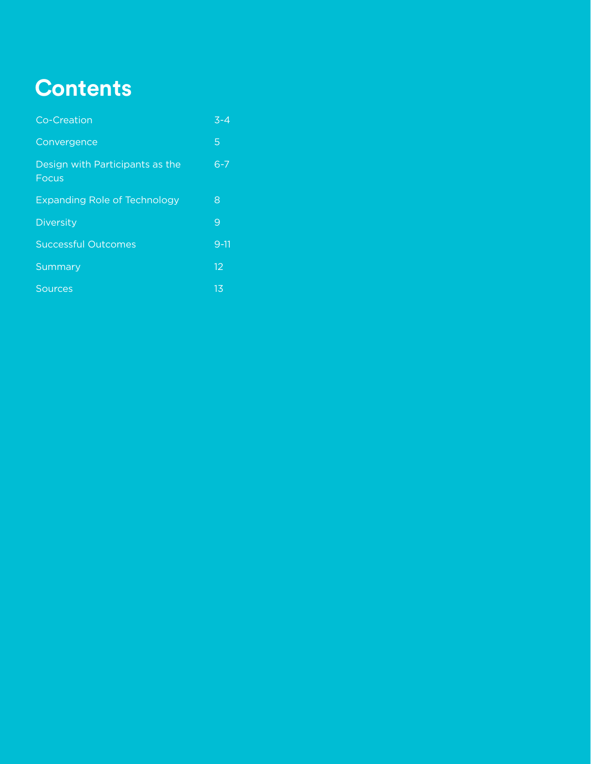# Contents

| | |
|---|---|
| Co-Creation | 3-4 |
| Convergence | 5 |
| Design with Participants as the Focus | 6-7 |
| Expanding Role of Technology | 8 |
| Diversity | 9 |
| Successful Outcomes | 9-11 |
| Summary | 12 |
| Sources | 13 |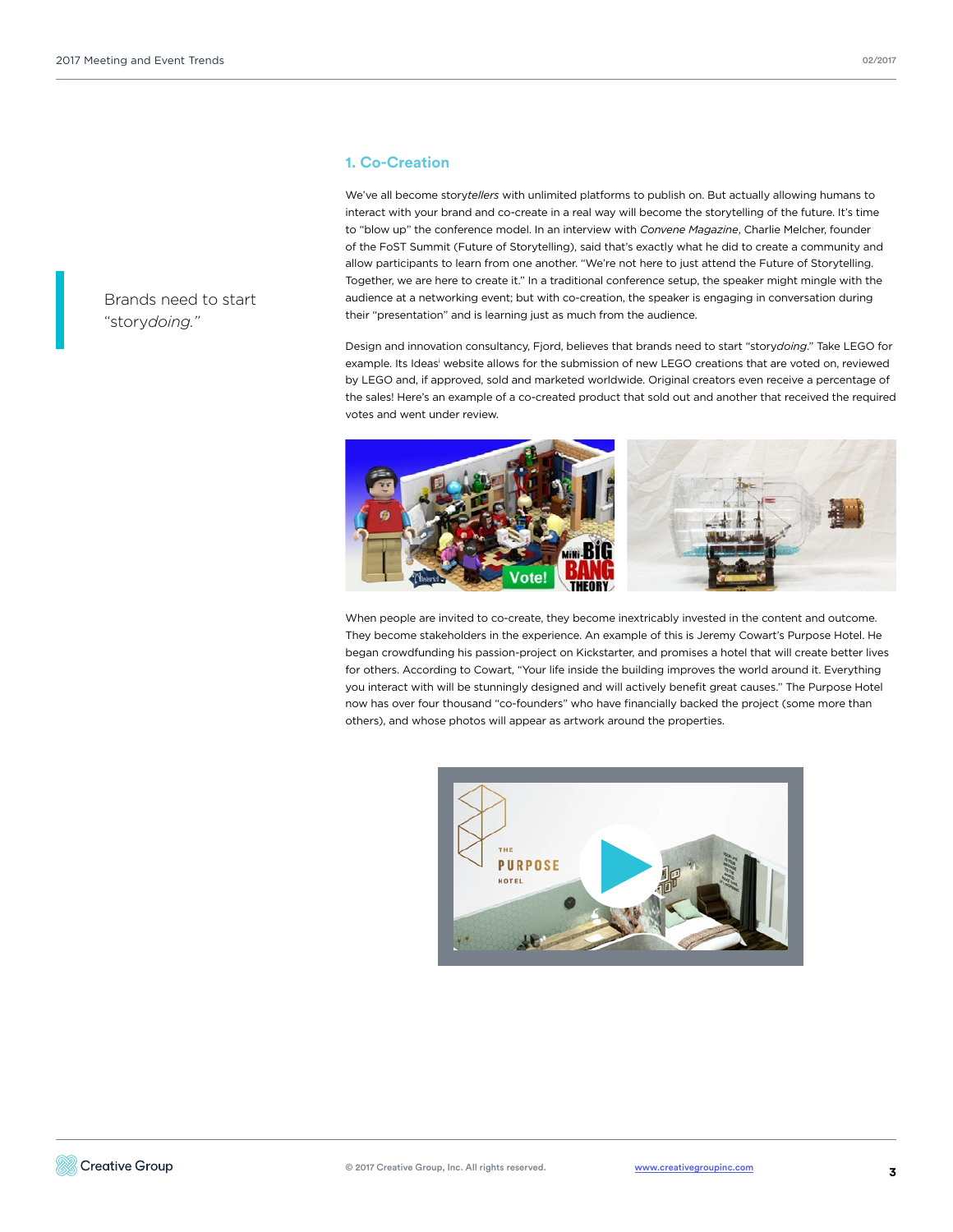## 1. Co-Creation

Brands need to start "story*doing*."

We've all become story*tellers* with unlimited platforms to publish on. But actually allowing humans to interact with your brand and co-create in a real way will become the storytelling of the future. It's time to "blow up" the conference model. In an interview with *Convene Magazine*, Charlie Melcher, founder of the FoST Summit (Future of Storytelling), said that's exactly what he did to create a community and allow participants to learn from one another. "We're not here to just attend the Future of Storytelling. Together, we are here to create it." In a traditional conference setup, the speaker might mingle with the audience at a networking event; but with co-creation, the speaker is engaging in conversation during their "presentation" and is learning just as much from the audience.

Design and innovation consultancy, Fjord, believes that brands need to start "story*doing*." Take LEGO for example. Its Ideas[i] website allows for the submission of new LEGO creations that are voted on, reviewed by LEGO and, if approved, sold and marketed worldwide. Original creators even receive a percentage of the sales! Here's an example of a co-created product that sold out and another that received the required votes and went under review.

When people are invited to co-create, they become inextricably invested in the content and outcome. They become stakeholders in the experience. An example of this is Jeremy Cowart's Purpose Hotel. He began crowdfunding his passion-project on Kickstarter, and promises a hotel that will create better lives for others. According to Cowart, "Your life inside the building improves the world around it. Everything you interact with will be stunningly designed and will actively benefit great causes." The Purpose Hotel now has over four thousand "co-founders" who have financially backed the project (some more than others), and whose photos will appear as artwork around the properties.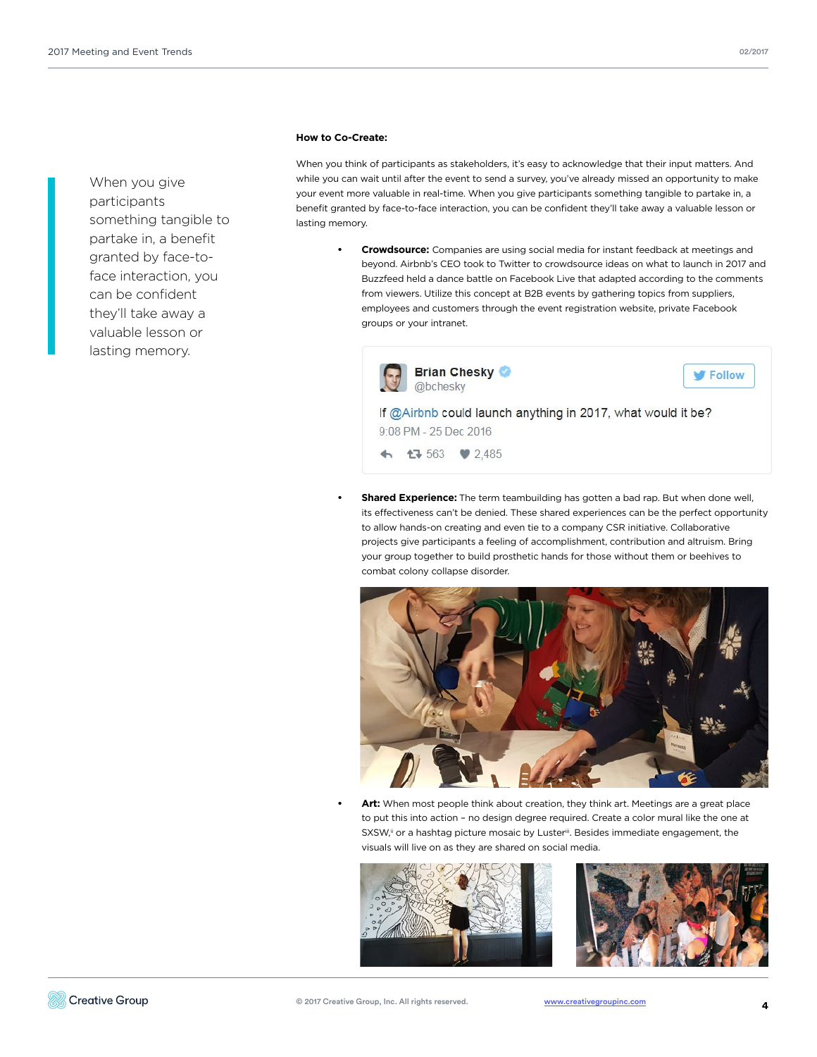> When you give participants something tangible to partake in, a benefit granted by face-to-face interaction, you can be confident they'll take away a valuable lesson or lasting memory.

**How to Co-Create:**

When you think of participants as stakeholders, it's easy to acknowledge that their input matters. And while you can wait until after the event to send a survey, you've already missed an opportunity to make your event more valuable in real-time. When you give participants something tangible to partake in, a benefit granted by face-to-face interaction, you can be confident they'll take away a valuable lesson or lasting memory.

- **Crowdsource:** Companies are using social media for instant feedback at meetings and beyond. Airbnb's CEO took to Twitter to crowdsource ideas on what to launch in 2017 and Buzzfeed held a dance battle on Facebook Live that adapted according to the comments from viewers. Utilize this concept at B2B events by gathering topics from suppliers, employees and customers through the event registration website, private Facebook groups or your intranet.

> **Brian Chesky** @bchesky
>
> If @Airbnb could launch anything in 2017, what would it be?
>
> 9:08 PM - 25 Dec 2016
>
> 563 · 2,485

- **Shared Experience:** The term teambuilding has gotten a bad rap. But when done well, its effectiveness can't be denied. These shared experiences can be the perfect opportunity to allow hands-on creating and even tie to a company CSR initiative. Collaborative projects give participants a feeling of accomplishment, contribution and altruism. Bring your group together to build prosthetic hands for those without them or beehives to combat colony collapse disorder.

- **Art:** When most people think about creation, they think art. Meetings are a great place to put this into action – no design degree required. Create a color mural like the one at SXSW,[ii] or a hashtag picture mosaic by Luster[iii]. Besides immediate engagement, the visuals will live on as they are shared on social media.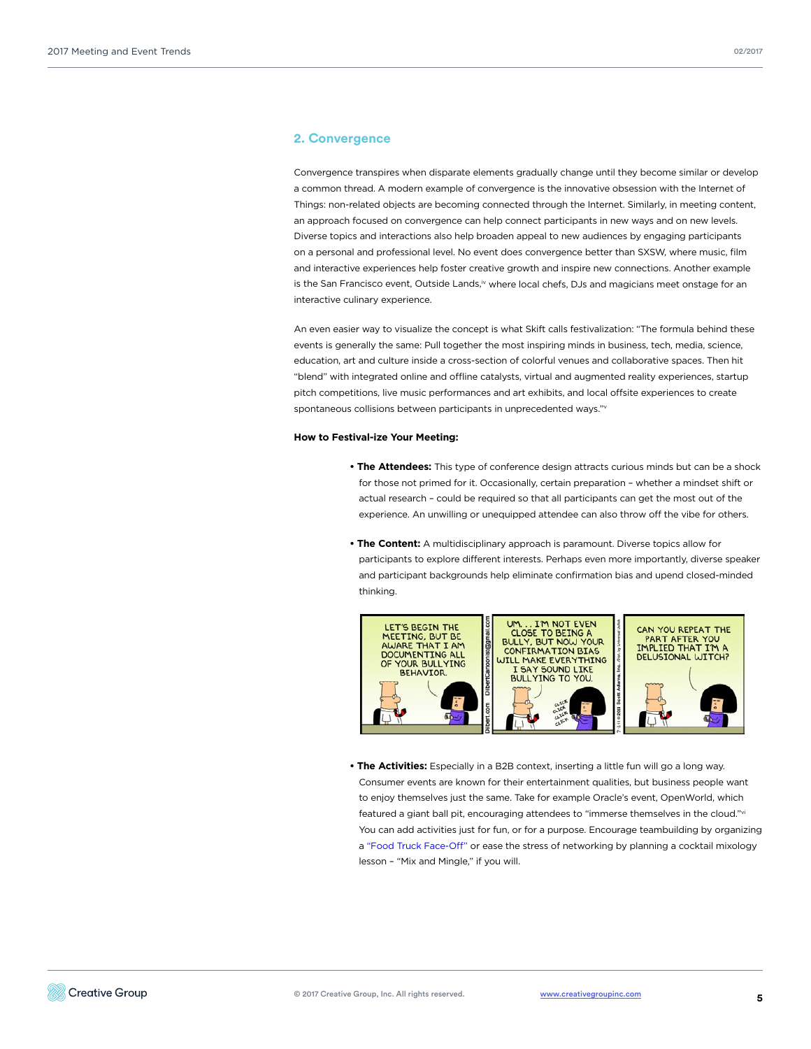## 2. Convergence

Convergence transpires when disparate elements gradually change until they become similar or develop a common thread. A modern example of convergence is the innovative obsession with the Internet of Things: non-related objects are becoming connected through the Internet. Similarly, in meeting content, an approach focused on convergence can help connect participants in new ways and on new levels. Diverse topics and interactions also help broaden appeal to new audiences by engaging participants on a personal and professional level. No event does convergence better than SXSW, where music, film and interactive experiences help foster creative growth and inspire new connections. Another example is the San Francisco event, Outside Lands,[iv] where local chefs, DJs and magicians meet onstage for an interactive culinary experience.

An even easier way to visualize the concept is what Skift calls festivalization: "The formula behind these events is generally the same: Pull together the most inspiring minds in business, tech, media, science, education, art and culture inside a cross-section of colorful venues and collaborative spaces. Then hit "blend" with integrated online and offline catalysts, virtual and augmented reality experiences, startup pitch competitions, live music performances and art exhibits, and local offsite experiences to create spontaneous collisions between participants in unprecedented ways."[v]

**How to Festival-ize Your Meeting:**

- **The Attendees:** This type of conference design attracts curious minds but can be a shock for those not primed for it. Occasionally, certain preparation – whether a mindset shift or actual research – could be required so that all participants can get the most out of the experience. An unwilling or unequipped attendee can also throw off the vibe for others.

- **The Content:** A multidisciplinary approach is paramount. Diverse topics allow for participants to explore different interests. Perhaps even more importantly, diverse speaker and participant backgrounds help eliminate confirmation bias and upend closed-minded thinking.

- **The Activities:** Especially in a B2B context, inserting a little fun will go a long way. Consumer events are known for their entertainment qualities, but business people want to enjoy themselves just the same. Take for example Oracle's event, OpenWorld, which featured a giant ball pit, encouraging attendees to "immerse themselves in the cloud."[vi] You can add activities just for fun, or for a purpose. Encourage teambuilding by organizing a "Food Truck Face-Off" or ease the stress of networking by planning a cocktail mixology lesson – "Mix and Mingle," if you will.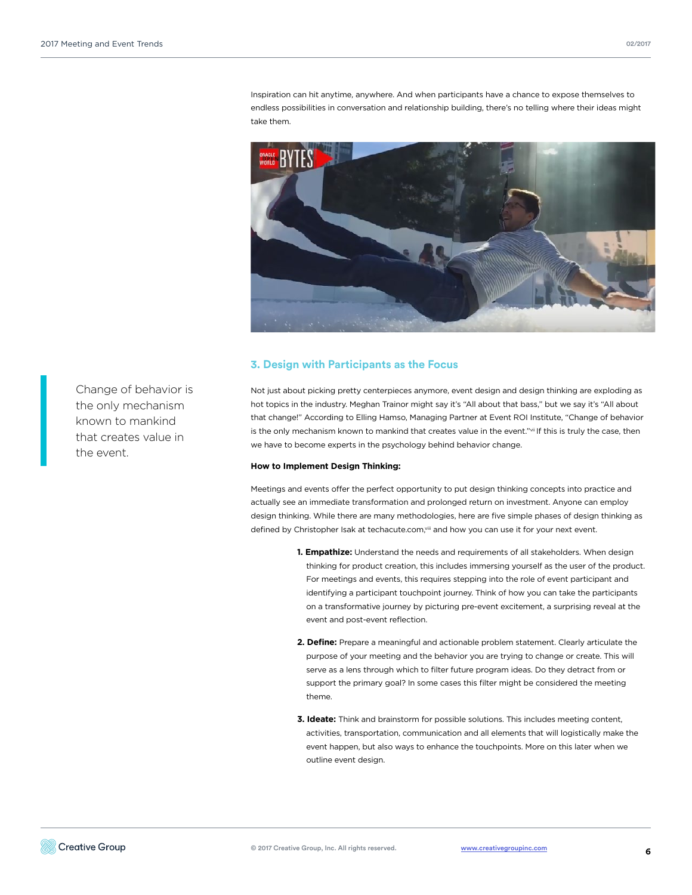Inspiration can hit anytime, anywhere. And when participants have a chance to expose themselves to endless possibilities in conversation and relationship building, there's no telling where their ideas might take them.

## 3. Design with Participants as the Focus

> Change of behavior is the only mechanism known to mankind that creates value in the event.

Not just about picking pretty centerpieces anymore, event design and design thinking are exploding as hot topics in the industry. Meghan Trainor might say it's "All about that bass," but we say it's "All about that change!" According to Elling Hamso, Managing Partner at Event ROI Institute, "Change of behavior is the only mechanism known to mankind that creates value in the event."[vii] If this is truly the case, then we have to become experts in the psychology behind behavior change.

**How to Implement Design Thinking:**

Meetings and events offer the perfect opportunity to put design thinking concepts into practice and actually see an immediate transformation and prolonged return on investment. Anyone can employ design thinking. While there are many methodologies, here are five simple phases of design thinking as defined by Christopher Isak at techacute.com,[viii] and how you can use it for your next event.

1. **Empathize:** Understand the needs and requirements of all stakeholders. When design thinking for product creation, this includes immersing yourself as the user of the product. For meetings and events, this requires stepping into the role of event participant and identifying a participant touchpoint journey. Think of how you can take the participants on a transformative journey by picturing pre-event excitement, a surprising reveal at the event and post-event reflection.

2. **Define:** Prepare a meaningful and actionable problem statement. Clearly articulate the purpose of your meeting and the behavior you are trying to change or create. This will serve as a lens through which to filter future program ideas. Do they detract from or support the primary goal? In some cases this filter might be considered the meeting theme.

3. **Ideate:** Think and brainstorm for possible solutions. This includes meeting content, activities, transportation, communication and all elements that will logistically make the event happen, but also ways to enhance the touchpoints. More on this later when we outline event design.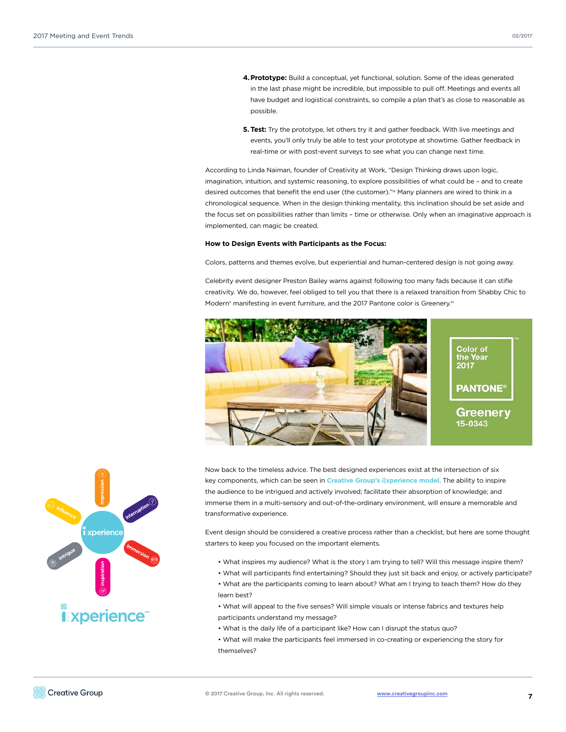4. **Prototype:** Build a conceptual, yet functional, solution. Some of the ideas generated in the last phase might be incredible, but impossible to pull off. Meetings and events all have budget and logistical constraints, so compile a plan that's as close to reasonable as possible.

5. **Test:** Try the prototype, let others try it and gather feedback. With live meetings and events, you'll only truly be able to test your prototype at showtime. Gather feedback in real-time or with post-event surveys to see what you can change next time.

According to Linda Naiman, founder of Creativity at Work, "Design Thinking draws upon logic, imagination, intuition, and systemic reasoning, to explore possibilities of what could be – and to create desired outcomes that benefit the end user (the customer)."[ix] Many planners are wired to think in a chronological sequence. When in the design thinking mentality, this inclination should be set aside and the focus set on possibilities rather than limits – time or otherwise. Only when an imaginative approach is implemented, can magic be created.

**How to Design Events with Participants as the Focus:**

Colors, patterns and themes evolve, but experiential and human-centered design is not going away.

Celebrity event designer Preston Bailey warns against following too many fads because it can stifle creativity. We do, however, feel obliged to tell you that there is a relaxed transition from Shabby Chic to Modern[x] manifesting in event furniture, and the 2017 Pantone color is Greenery.[xi]

Now back to the timeless advice. The best designed experiences exist at the intersection of six key components, which can be seen in Creative Group's i|xperience model. The ability to inspire the audience to be intrigued and actively involved; facilitate their absorption of knowledge; and immerse them in a multi-sensory and out-of-the-ordinary environment, will ensure a memorable and transformative experience.

Event design should be considered a creative process rather than a checklist, but here are some thought starters to keep you focused on the important elements.

- What inspires my audience? What is the story I am trying to tell? Will this message inspire them?
- What will participants find entertaining? Should they just sit back and enjoy, or actively participate?
- What are the participants coming to learn about? What am I trying to teach them? How do they learn best?
- What will appeal to the five senses? Will simple visuals or intense fabrics and textures help participants understand my message?
- What is the daily life of a participant like? How can I disrupt the status quo?
- What will make the participants feel immersed in co-creating or experiencing the story for themselves?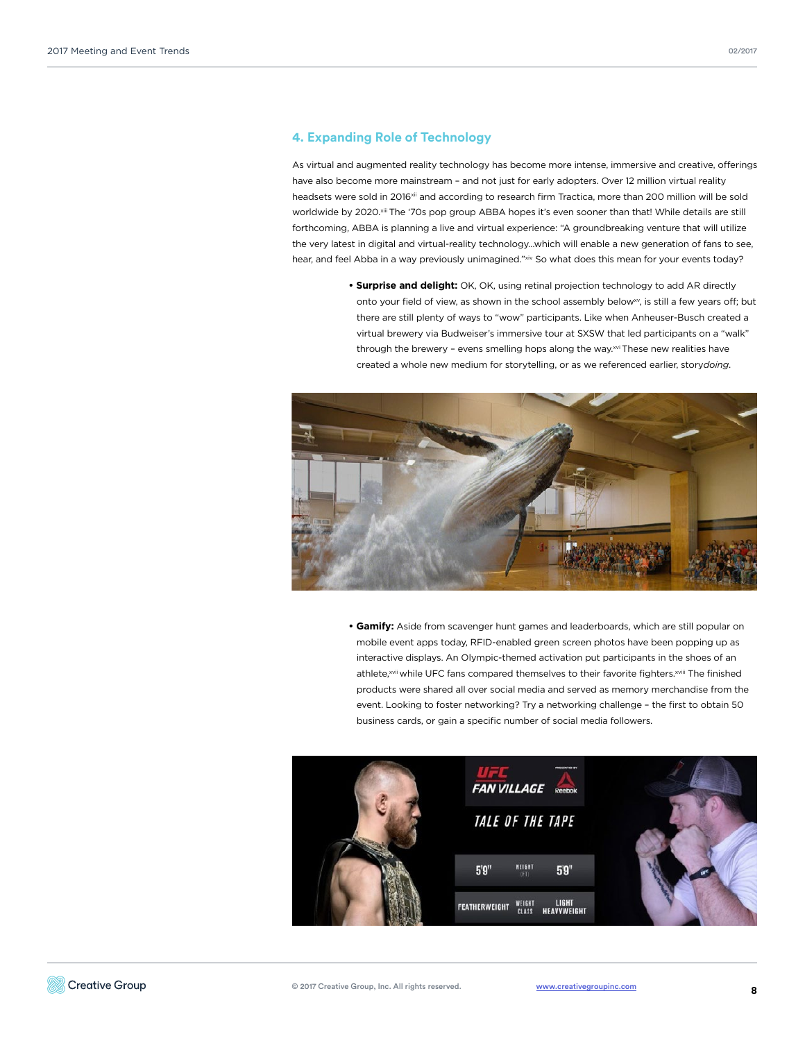## 4. Expanding Role of Technology

As virtual and augmented reality technology has become more intense, immersive and creative, offerings have also become more mainstream – and not just for early adopters. Over 12 million virtual reality headsets were sold in 2016[xii] and according to research firm Tractica, more than 200 million will be sold worldwide by 2020.[xiii] The '70s pop group ABBA hopes it's even sooner than that! While details are still forthcoming, ABBA is planning a live and virtual experience: "A groundbreaking venture that will utilize the very latest in digital and virtual-reality technology...which will enable a new generation of fans to see, hear, and feel Abba in a way previously unimagined."[xiv] So what does this mean for your events today?

- **Surprise and delight:** OK, OK, using retinal projection technology to add AR directly onto your field of view, as shown in the school assembly below[xv], is still a few years off; but there are still plenty of ways to "wow" participants. Like when Anheuser-Busch created a virtual brewery via Budweiser's immersive tour at SXSW that led participants on a "walk" through the brewery – evens smelling hops along the way.[xvi] These new realities have created a whole new medium for storytelling, or as we referenced earlier, story*doing*.

- **Gamify:** Aside from scavenger hunt games and leaderboards, which are still popular on mobile event apps today, RFID-enabled green screen photos have been popping up as interactive displays. An Olympic-themed activation put participants in the shoes of an athlete,[xvii] while UFC fans compared themselves to their favorite fighters.[xviii] The finished products were shared all over social media and served as memory merchandise from the event. Looking to foster networking? Try a networking challenge – the first to obtain 50 business cards, or gain a specific number of social media followers.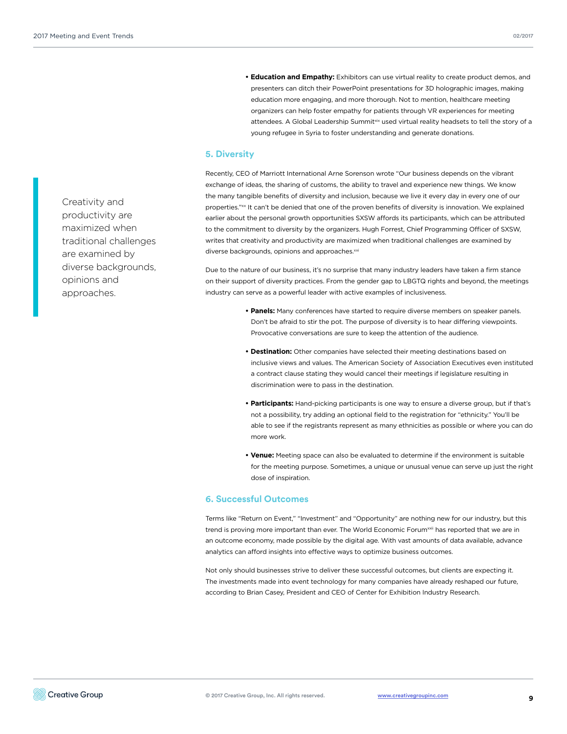- **Education and Empathy:** Exhibitors can use virtual reality to create product demos, and presenters can ditch their PowerPoint presentations for 3D holographic images, making education more engaging, and more thorough. Not to mention, healthcare meeting organizers can help foster empathy for patients through VR experiences for meeting attendees. A Global Leadership Summit[xix] used virtual reality headsets to tell the story of a young refugee in Syria to foster understanding and generate donations.

## 5. Diversity

> Creativity and productivity are maximized when traditional challenges are examined by diverse backgrounds, opinions and approaches.

Recently, CEO of Marriott International Arne Sorenson wrote "Our business depends on the vibrant exchange of ideas, the sharing of customs, the ability to travel and experience new things. We know the many tangible benefits of diversity and inclusion, because we live it every day in every one of our properties."[xx] It can't be denied that one of the proven benefits of diversity is innovation. We explained earlier about the personal growth opportunities SXSW affords its participants, which can be attributed to the commitment to diversity by the organizers. Hugh Forrest, Chief Programming Officer of SXSW, writes that creativity and productivity are maximized when traditional challenges are examined by diverse backgrounds, opinions and approaches.[xxi]

Due to the nature of our business, it's no surprise that many industry leaders have taken a firm stance on their support of diversity practices. From the gender gap to LBGTQ rights and beyond, the meetings industry can serve as a powerful leader with active examples of inclusiveness.

- **Panels:** Many conferences have started to require diverse members on speaker panels. Don't be afraid to stir the pot. The purpose of diversity is to hear differing viewpoints. Provocative conversations are sure to keep the attention of the audience.

- **Destination:** Other companies have selected their meeting destinations based on inclusive views and values. The American Society of Association Executives even instituted a contract clause stating they would cancel their meetings if legislature resulting in discrimination were to pass in the destination.

- **Participants:** Hand-picking participants is one way to ensure a diverse group, but if that's not a possibility, try adding an optional field to the registration for "ethnicity." You'll be able to see if the registrants represent as many ethnicities as possible or where you can do more work.

- **Venue:** Meeting space can also be evaluated to determine if the environment is suitable for the meeting purpose. Sometimes, a unique or unusual venue can serve up just the right dose of inspiration.

## 6. Successful Outcomes

Terms like "Return on Event," "Investment" and "Opportunity" are nothing new for our industry, but this trend is proving more important than ever. The World Economic Forum[xxii] has reported that we are in an outcome economy, made possible by the digital age. With vast amounts of data available, advance analytics can afford insights into effective ways to optimize business outcomes.

Not only should businesses strive to deliver these successful outcomes, but clients are expecting it. The investments made into event technology for many companies have already reshaped our future, according to Brian Casey, President and CEO of Center for Exhibition Industry Research.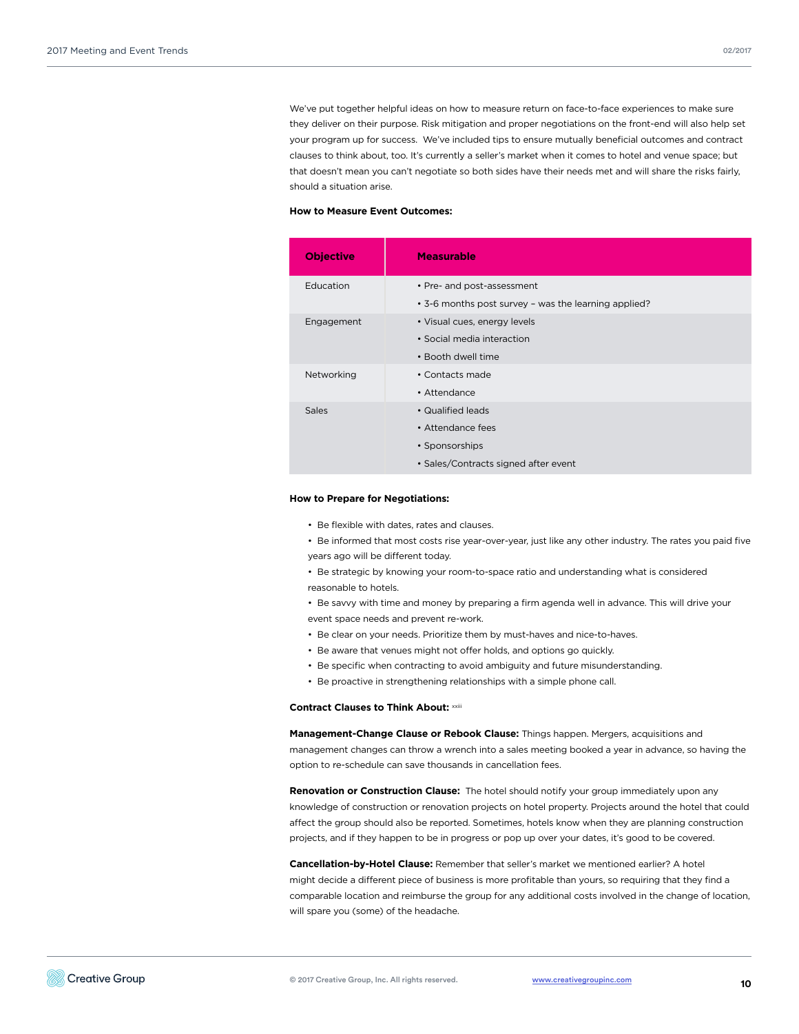We've put together helpful ideas on how to measure return on face-to-face experiences to make sure they deliver on their purpose. Risk mitigation and proper negotiations on the front-end will also help set your program up for success. We've included tips to ensure mutually beneficial outcomes and contract clauses to think about, too. It's currently a seller's market when it comes to hotel and venue space; but that doesn't mean you can't negotiate so both sides have their needs met and will share the risks fairly, should a situation arise.

**How to Measure Event Outcomes:**

| Objective | Measurable |
|---|---|
| Education | • Pre- and post-assessment<br>• 3-6 months post survey – was the learning applied? |
| Engagement | • Visual cues, energy levels<br>• Social media interaction<br>• Booth dwell time |
| Networking | • Contacts made<br>• Attendance |
| Sales | • Qualified leads<br>• Attendance fees<br>• Sponsorships<br>• Sales/Contracts signed after event |

**How to Prepare for Negotiations:**

- Be flexible with dates, rates and clauses.
- Be informed that most costs rise year-over-year, just like any other industry. The rates you paid five years ago will be different today.
- Be strategic by knowing your room-to-space ratio and understanding what is considered reasonable to hotels.
- Be savvy with time and money by preparing a firm agenda well in advance. This will drive your event space needs and prevent re-work.
- Be clear on your needs. Prioritize them by must-haves and nice-to-haves.
- Be aware that venues might not offer holds, and options go quickly.
- Be specific when contracting to avoid ambiguity and future misunderstanding.
- Be proactive in strengthening relationships with a simple phone call.

**Contract Clauses to Think About:** [xxiii]

**Management-Change Clause or Rebook Clause:** Things happen. Mergers, acquisitions and management changes can throw a wrench into a sales meeting booked a year in advance, so having the option to re-schedule can save thousands in cancellation fees.

**Renovation or Construction Clause:** The hotel should notify your group immediately upon any knowledge of construction or renovation projects on hotel property. Projects around the hotel that could affect the group should also be reported. Sometimes, hotels know when they are planning construction projects, and if they happen to be in progress or pop up over your dates, it's good to be covered.

**Cancellation-by-Hotel Clause:** Remember that seller's market we mentioned earlier? A hotel might decide a different piece of business is more profitable than yours, so requiring that they find a comparable location and reimburse the group for any additional costs involved in the change of location, will spare you (some) of the headache.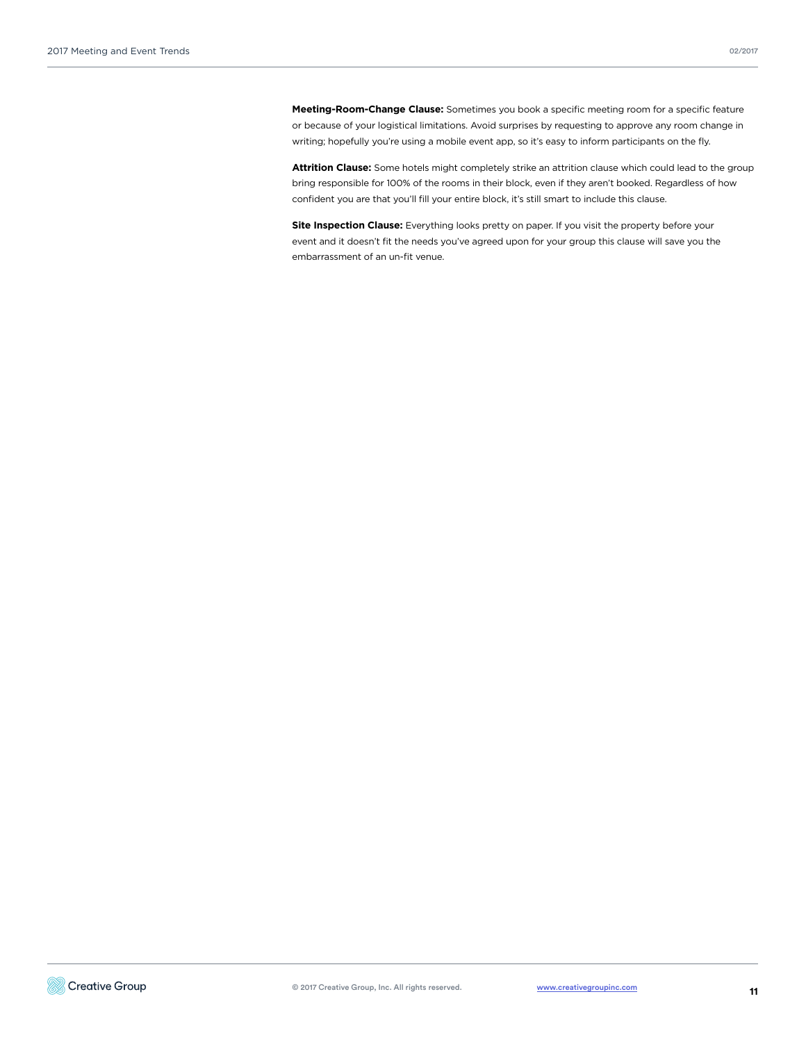**Meeting-Room-Change Clause:** Sometimes you book a specific meeting room for a specific feature or because of your logistical limitations. Avoid surprises by requesting to approve any room change in writing; hopefully you're using a mobile event app, so it's easy to inform participants on the fly.

**Attrition Clause:** Some hotels might completely strike an attrition clause which could lead to the group bring responsible for 100% of the rooms in their block, even if they aren't booked. Regardless of how confident you are that you'll fill your entire block, it's still smart to include this clause.

**Site Inspection Clause:** Everything looks pretty on paper. If you visit the property before your event and it doesn't fit the needs you've agreed upon for your group this clause will save you the embarrassment of an un-fit venue.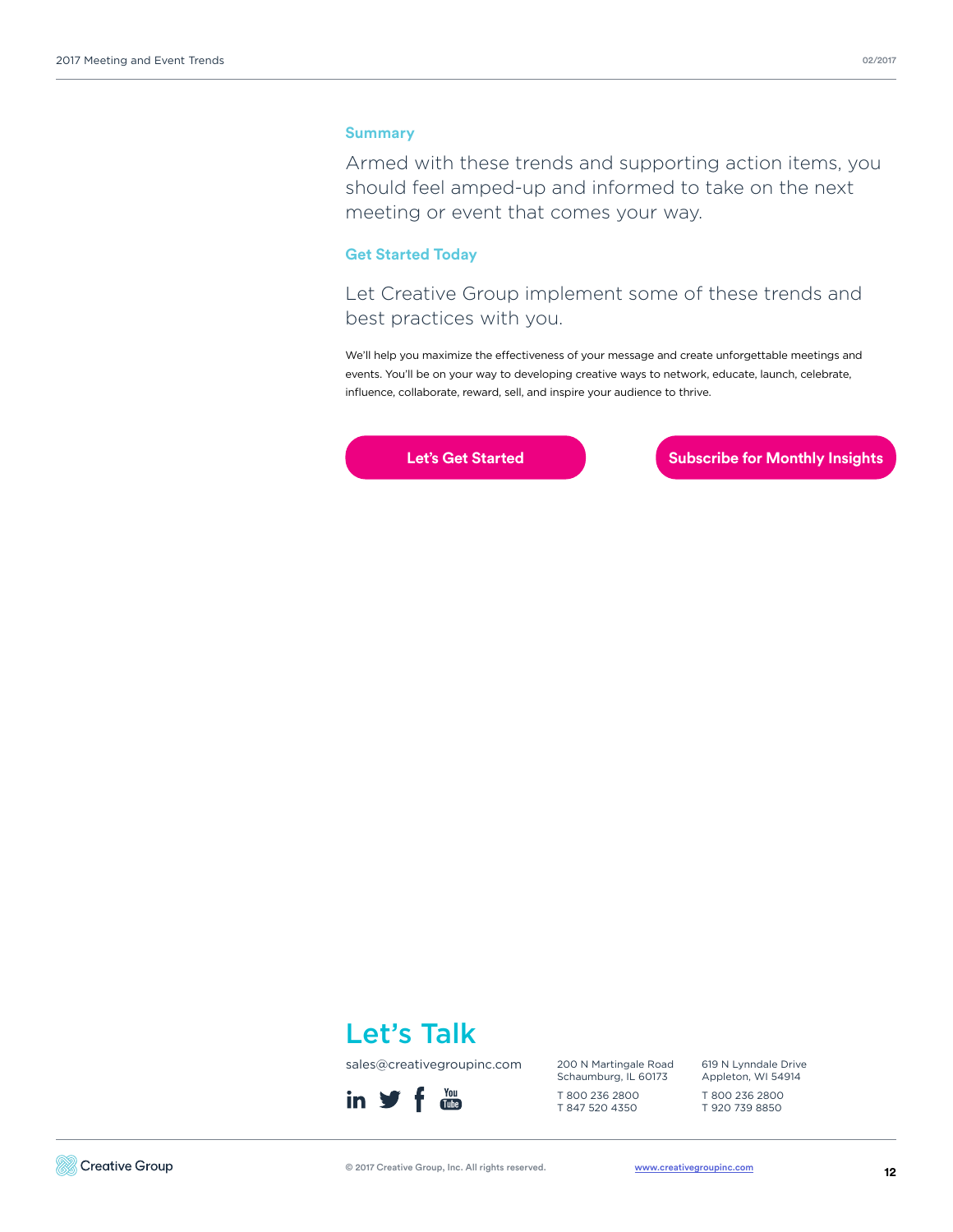## Summary

Armed with these trends and supporting action items, you should feel amped-up and informed to take on the next meeting or event that comes your way.

## Get Started Today

Let Creative Group implement some of these trends and best practices with you.

We'll help you maximize the effectiveness of your message and create unforgettable meetings and events. You'll be on your way to developing creative ways to network, educate, launch, celebrate, influence, collaborate, reward, sell, and inspire your audience to thrive.

**Let's Get Started** | **Subscribe for Monthly Insights**

## Let's Talk

sales@creativegroupinc.com

200 N Martingale Road
Schaumburg, IL 60173

T 800 236 2800
T 847 520 4350

619 N Lynndale Drive
Appleton, WI 54914

T 800 236 2800
T 920 739 8850

Creative Group

© 2017 Creative Group, Inc. All rights reserved.

www.creativegroupinc.com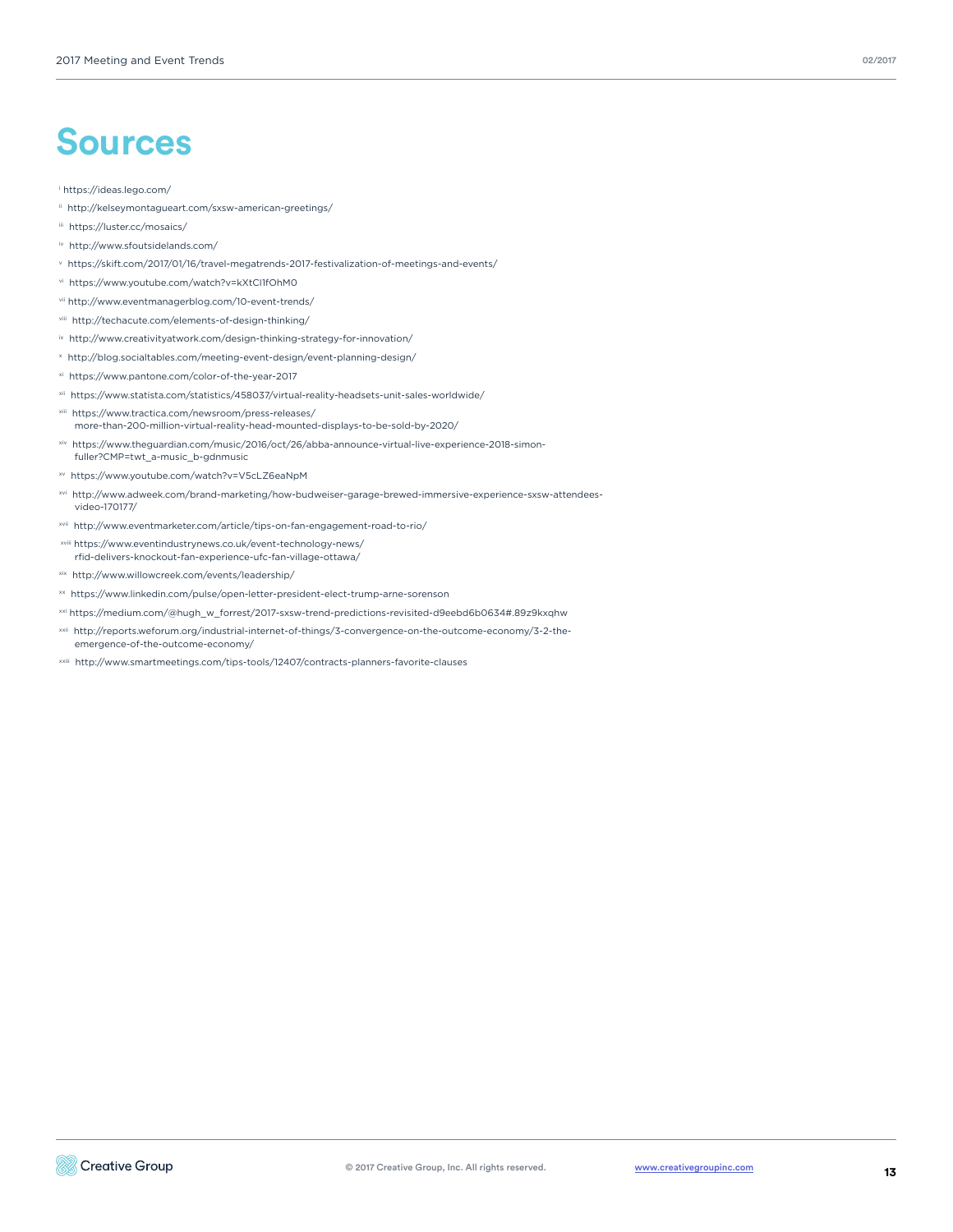# Sources

[i] https://ideas.lego.com/

[ii] http://kelseymontagueart.com/sxsw-american-greetings/

[iii] https://luster.cc/mosaics/

[iv] http://www.sfoutsidelands.com/

[v] https://skift.com/2017/01/16/travel-megatrends-2017-festivalization-of-meetings-and-events/

[vi] https://www.youtube.com/watch?v=kXtCI1fOhM0

[vii] http://www.eventmanagerblog.com/10-event-trends/

[viii] http://techacute.com/elements-of-design-thinking/

[ix] http://www.creativityatwork.com/design-thinking-strategy-for-innovation/

[x] http://blog.socialtables.com/meeting-event-design/event-planning-design/

[xi] https://www.pantone.com/color-of-the-year-2017

[xii] https://www.statista.com/statistics/458037/virtual-reality-headsets-unit-sales-worldwide/

[xiii] https://www.tractica.com/newsroom/press-releases/more-than-200-million-virtual-reality-head-mounted-displays-to-be-sold-by-2020/

[xiv] https://www.theguardian.com/music/2016/oct/26/abba-announce-virtual-live-experience-2018-simon-fuller?CMP=twt_a-music_b-gdnmusic

[xv] https://www.youtube.com/watch?v=V5cLZ6eaNpM

[xvi] http://www.adweek.com/brand-marketing/how-budweiser-garage-brewed-immersive-experience-sxsw-attendees-video-170177/

[xvii] http://www.eventmarketer.com/article/tips-on-fan-engagement-road-to-rio/

[xviii] https://www.eventindustrynews.co.uk/event-technology-news/rfid-delivers-knockout-fan-experience-ufc-fan-village-ottawa/

[xix] http://www.willowcreek.com/events/leadership/

[xx] https://www.linkedin.com/pulse/open-letter-president-elect-trump-arne-sorenson

[xxi] https://medium.com/@hugh_w_forrest/2017-sxsw-trend-predictions-revisited-d9eebd6b0634#.89z9kxqhw

[xxii] http://reports.weforum.org/industrial-internet-of-things/3-convergence-on-the-outcome-economy/3-2-the-emergence-of-the-outcome-economy/

[xxiii] http://www.smartmeetings.com/tips-tools/12407/contracts-planners-favorite-clauses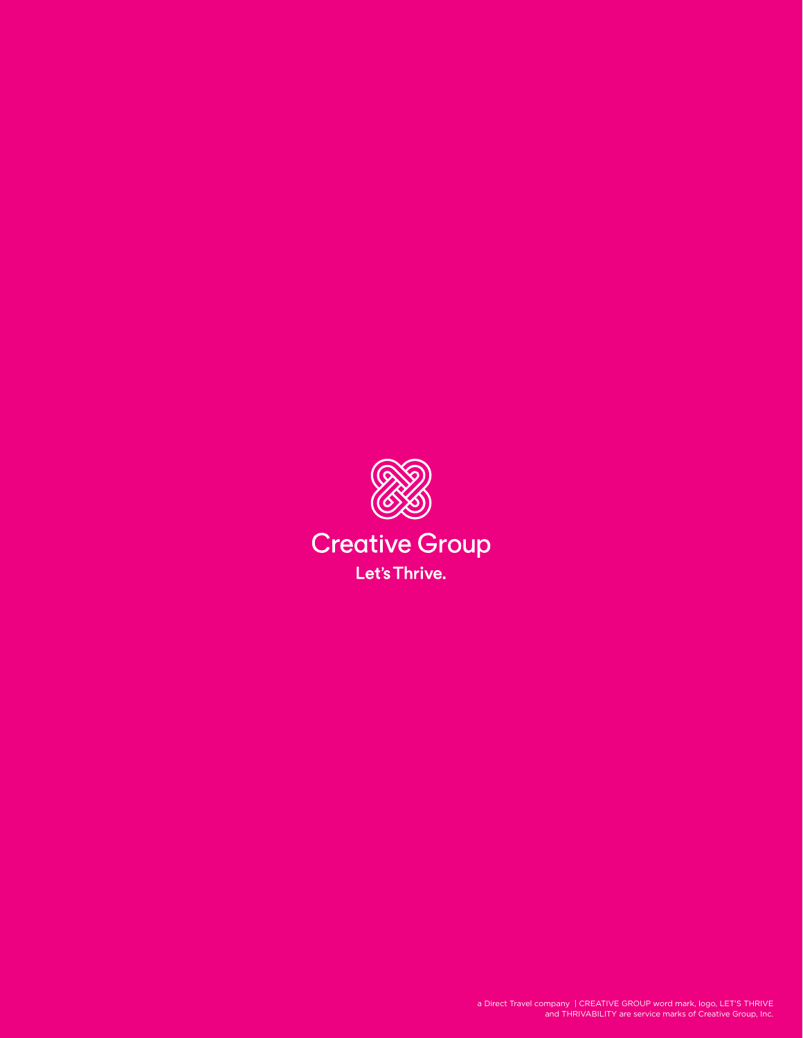Creative Group

Let's Thrive.

a Direct Travel company | CREATIVE GROUP word mark, logo, LET'S THRIVE and THRIVABILITY are service marks of Creative Group, Inc.